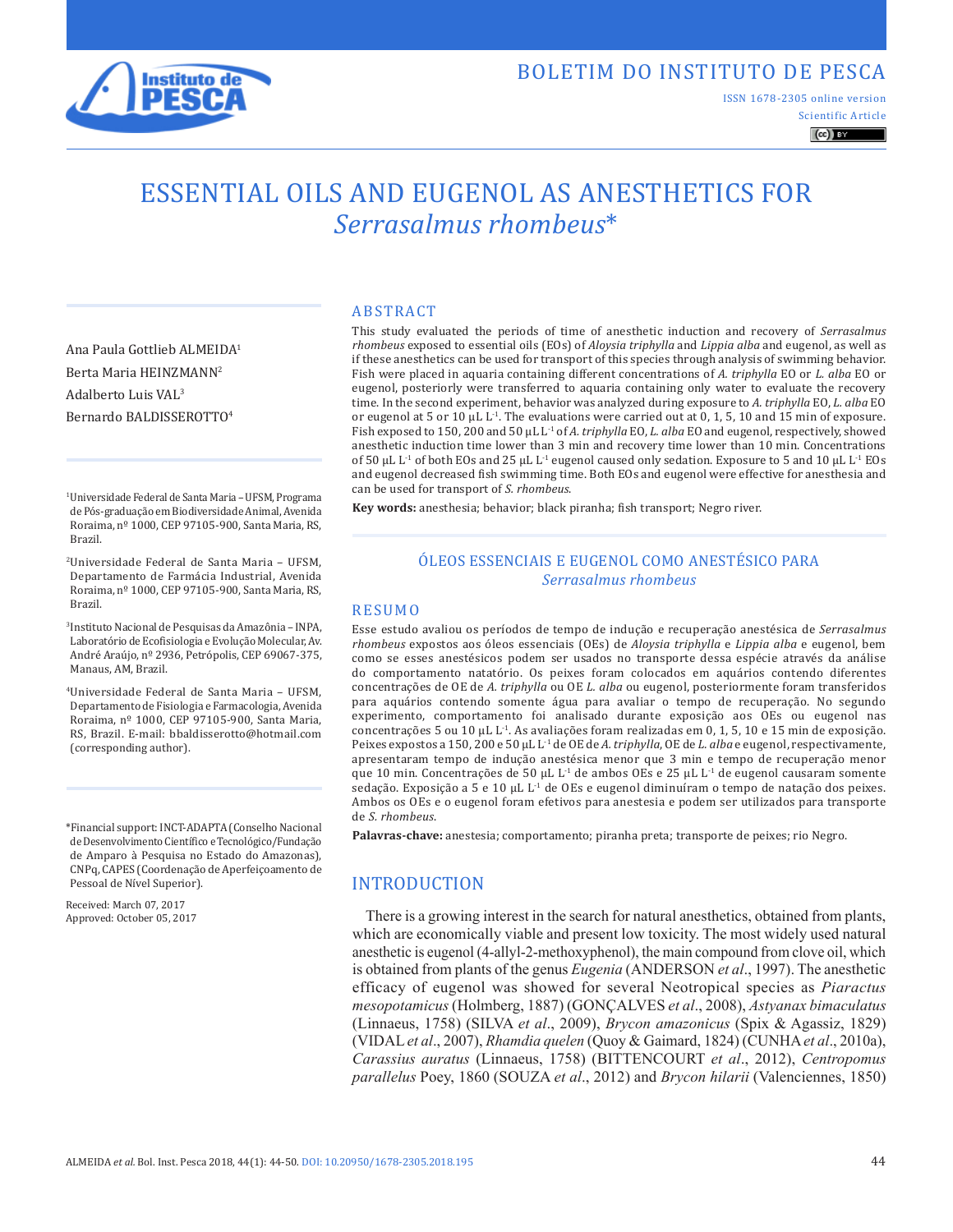# ESSENTIAL OILS AND EUGENOL AS ANESTHETICS FOR *Serrasalmus rhombeus*\*

Ana Paula Gottlieb ALMEIDA[1]
Berta Maria HEINZMANN[2]
Adalberto Luis VAL[3]
Bernardo BALDISSEROTTO[4]

[1]Universidade Federal de Santa Maria – UFSM, Programa de Pós-graduação em Biodiversidade Animal, Avenida Roraima, nº 1000, CEP 97105-900, Santa Maria, RS, Brazil.

[2]Universidade Federal de Santa Maria – UFSM, Departamento de Farmácia Industrial, Avenida Roraima, nº 1000, CEP 97105-900, Santa Maria, RS, Brazil.

[3]Instituto Nacional de Pesquisas da Amazônia – INPA, Laboratório de Ecofisiologia e Evolução Molecular, Av. André Araújo, nº 2936, Petrópolis, CEP 69067-375, Manaus, AM, Brazil.

[4]Universidade Federal de Santa Maria – UFSM, Departamento de Fisiologia e Farmacologia, Avenida Roraima, nº 1000, CEP 97105-900, Santa Maria, RS, Brazil. E-mail: bbaldisserotto@hotmail.com (corresponding author).

\*Financial support: INCT-ADAPTA (Conselho Nacional de Desenvolvimento Científico e Tecnológico/Fundação de Amparo à Pesquisa no Estado do Amazonas), CNPq, CAPES (Coordenação de Aperfeiçoamento de Pessoal de Nível Superior).

Received: March 07, 2017
Approved: October 05, 2017

## ABSTRACT

This study evaluated the periods of time of anesthetic induction and recovery of *Serrasalmus rhombeus* exposed to essential oils (EOs) of *Aloysia triphylla* and *Lippia alba* and eugenol, as well as if these anesthetics can be used for transport of this species through analysis of swimming behavior. Fish were placed in aquaria containing different concentrations of *A. triphylla* EO or *L. alba* EO or eugenol, posteriorly were transferred to aquaria containing only water to evaluate the recovery time. In the second experiment, behavior was analyzed during exposure to *A. triphylla* EO, *L. alba* EO or eugenol at 5 or 10 μL $L^{-1}$. The evaluations were carried out at 0, 1, 5, 10 and 15 min of exposure. Fish exposed to 150, 200 and 50 μL $L^{-1}$ of *A. triphylla* EO, *L. alba* EO and eugenol, respectively, showed anesthetic induction time lower than 3 min and recovery time lower than 10 min. Concentrations of 50 μL $L^{-1}$ of both EOs and 25 μL $L^{-1}$ eugenol caused only sedation. Exposure to 5 and 10 μL $L^{-1}$ EOs and eugenol decreased fish swimming time. Both EOs and eugenol were effective for anesthesia and can be used for transport of *S. rhombeus*.

**Key words:** anesthesia; behavior; black piranha; fish transport; Negro river.

## ÓLEOS ESSENCIAIS E EUGENOL COMO ANESTÉSICO PARA *Serrasalmus rhombeus*

## RESUMO

Esse estudo avaliou os períodos de tempo de indução e recuperação anestésica de *Serrasalmus rhombeus* expostos aos óleos essenciais (OEs) de *Aloysia triphylla* e *Lippia alba* e eugenol, bem como se esses anestésicos podem ser usados no transporte dessa espécie através da análise do comportamento natatório. Os peixes foram colocados em aquários contendo diferentes concentrações de OE de *A. triphylla* ou OE de *L. alba* ou eugenol, posteriormente foram transferidos para aquários contendo somente água para avaliar o tempo de recuperação. No segundo experimento, comportamento foi analisado durante exposição aos OEs ou eugenol nas concentrações 5 ou 10 μL $L^{-1}$. As avaliações foram realizadas em 0, 1, 5, 10 e 15 min de exposição. Peixes expostos a 150, 200 e 50 μL $L^{-1}$ de OE de *A. triphylla*, OE de *L. alba* e eugenol, respectivamente, apresentaram tempo de indução anestésica menor que 3 min e tempo de recuperação menor que 10 min. Concentrações de 50 μL $L^{-1}$ de ambos OEs e 25 μL $L^{-1}$ de eugenol causaram somente sedação. Exposição a 5 e 10 μL $L^{-1}$ de OEs e eugenol diminuíram o tempo de natação dos peixes. Ambos os OEs e o eugenol foram efetivos para anestesia e podem ser utilizados para transporte de *S. rhombeus*.

**Palavras-chave:** anestesia; comportamento; piranha preta; transporte de peixes; rio Negro.

## INTRODUCTION

There is a growing interest in the search for natural anesthetics, obtained from plants, which are economically viable and present low toxicity. The most widely used natural anesthetic is eugenol (4-allyl-2-methoxyphenol), the main compound from clove oil, which is obtained from plants of the genus *Eugenia* (ANDERSON *et al*., 1997). The anesthetic efficacy of eugenol was showed for several Neotropical species as *Piaractus mesopotamicus* (Holmberg, 1887) (GONÇALVES *et al*., 2008), *Astyanax bimaculatus* (Linnaeus, 1758) (SILVA *et al*., 2009), *Brycon amazonicus* (Spix & Agassiz, 1829) (VIDAL *et al*., 2007), *Rhamdia quelen* (Quoy & Gaimard, 1824) (CUNHA *et al*., 2010a), *Carassius auratus* (Linnaeus, 1758) (BITTENCOURT *et al*., 2012), *Centropomus parallelus* Poey, 1860 (SOUZA *et al*., 2012) and *Brycon hilarii* (Valenciennes, 1850)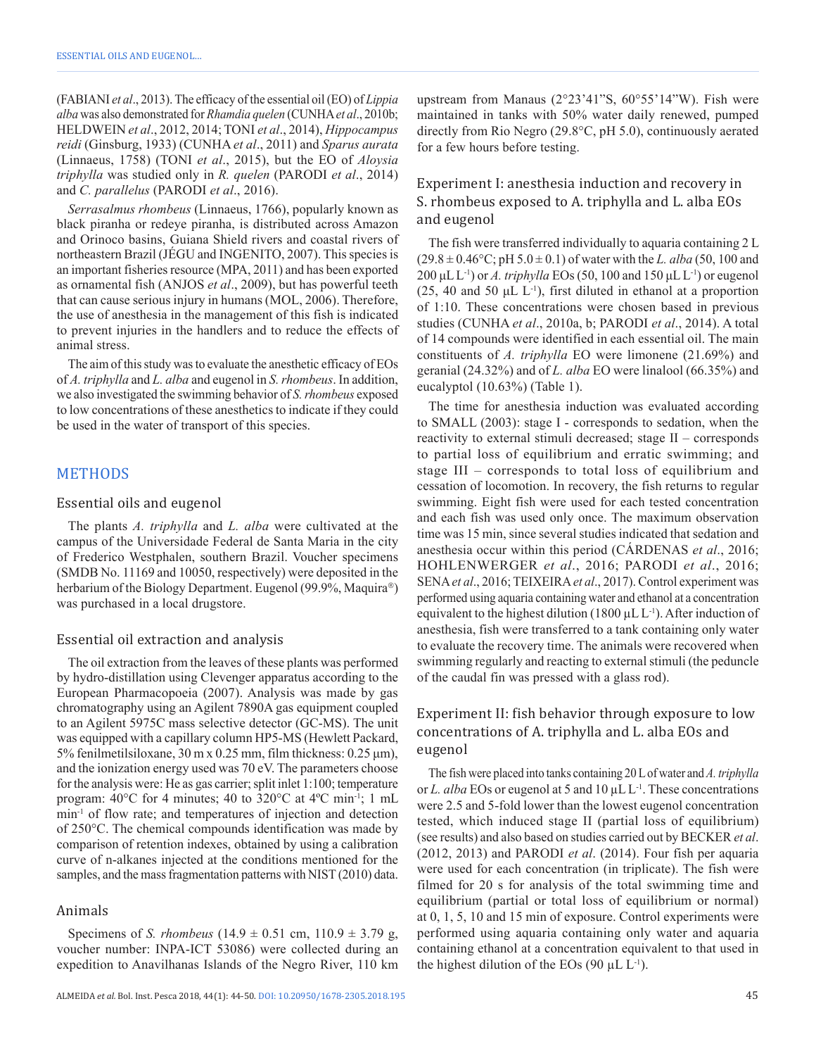(FABIANI *et al*., 2013). The efficacy of the essential oil (EO) of *Lippia alba* was also demonstrated for *Rhamdia quelen* (CUNHA *et al*., 2010b; HELDWEIN *et al*., 2012, 2014; TONI *et al*., 2014), *Hippocampus reidi* (Ginsburg, 1933) (CUNHA *et al*., 2011) and *Sparus aurata* (Linnaeus, 1758) (TONI *et al*., 2015), but the EO of *Aloysia triphylla* was studied only in *R. quelen* (PARODI *et al*., 2014) and *C. parallelus* (PARODI *et al*., 2016).

*Serrasalmus rhombeus* (Linnaeus, 1766), popularly known as black piranha or redeye piranha, is distributed across Amazon and Orinoco basins, Guiana Shield rivers and coastal rivers of northeastern Brazil (JÉGU and INGENITO, 2007). This species is an important fisheries resource (MPA, 2011) and has been exported as ornamental fish (ANJOS *et al*., 2009), but has powerful teeth that can cause serious injury in humans (MOL, 2006). Therefore, the use of anesthesia in the management of this fish is indicated to prevent injuries in the handlers and to reduce the effects of animal stress.

The aim of this study was to evaluate the anesthetic efficacy of EOs of *A. triphylla* and *L. alba* and eugenol in *S. rhombeus*. In addition, we also investigated the swimming behavior of *S. rhombeus* exposed to low concentrations of these anesthetics to indicate if they could be used in the water of transport of this species.

## METHODS

### Essential oils and eugenol

The plants *A. triphylla* and *L. alba* were cultivated at the campus of the Universidade Federal de Santa Maria in the city of Frederico Westphalen, southern Brazil. Voucher specimens (SMDB No. 11169 and 10050, respectively) were deposited in the herbarium of the Biology Department. Eugenol (99.9%, Maquira®) was purchased in a local drugstore.

### Essential oil extraction and analysis

The oil extraction from the leaves of these plants was performed by hydro-distillation using Clevenger apparatus according to the European Pharmacopoeia (2007). Analysis was made by gas chromatography using an Agilent 7890A gas equipment coupled to an Agilent 5975C mass selective detector (GC-MS). The unit was equipped with a capillary column HP5-MS (Hewlett Packard, 5% fenilmetilsiloxane, 30 m x 0.25 mm, film thickness: 0.25 µm), and the ionization energy used was 70 eV. The parameters choose for the analysis were: He as gas carrier; split inlet 1:100; temperature program: 40°C for 4 minutes; 40 to 320°C at 4ºC min$^{-1}$; 1 mL min$^{-1}$ of flow rate; and temperatures of injection and detection of 250°C. The chemical compounds identification was made by comparison of retention indexes, obtained by using a calibration curve of n-alkanes injected at the conditions mentioned for the samples, and the mass fragmentation patterns with NIST (2010) data.

### Animals

Specimens of *S. rhombeus* (14.9 ± 0.51 cm, 110.9 ± 3.79 g, voucher number: INPA-ICT 53086) were collected during an expedition to Anavilhanas Islands of the Negro River, 110 km upstream from Manaus (2°23'41"S, 60°55'14"W). Fish were maintained in tanks with 50% water daily renewed, pumped directly from Rio Negro (29.8°C, pH 5.0), continuously aerated for a few hours before testing.

### Experiment I: anesthesia induction and recovery in S. rhombeus exposed to A. triphylla and L. alba EOs and eugenol

The fish were transferred individually to aquaria containing 2 L (29.8 ± 0.46°C; pH 5.0 ± 0.1) of water with the *L. alba* (50, 100 and 200 µL L$^{-1}$) or *A. triphylla* EOs (50, 100 and 150 µL L$^{-1}$) or eugenol (25, 40 and 50 µL L$^{-1}$), first diluted in ethanol at a proportion of 1:10. These concentrations were chosen based in previous studies (CUNHA *et al*., 2010a, b; PARODI *et al*., 2014). A total of 14 compounds were identified in each essential oil. The main constituents of *A. triphylla* EO were limonene (21.69%) and geranial (24.32%) and of *L. alba* EO were linalool (66.35%) and eucalyptol (10.63%) (Table 1).

The time for anesthesia induction was evaluated according to SMALL (2003): stage I - corresponds to sedation, when the reactivity to external stimuli decreased; stage II – corresponds to partial loss of equilibrium and erratic swimming; and stage III – corresponds to total loss of equilibrium and cessation of locomotion. In recovery, the fish returns to regular swimming. Eight fish were used for each tested concentration and each fish was used only once. The maximum observation time was 15 min, since several studies indicated that sedation and anesthesia occur within this period (CÁRDENAS *et al*., 2016; HOHLENWERGER *et al*., 2016; PARODI *et al*., 2016; SENA *et al*., 2016; TEIXEIRA *et al*., 2017). Control experiment was performed using aquaria containing water and ethanol at a concentration equivalent to the highest dilution (1800 µL L$^{-1}$). After induction of anesthesia, fish were transferred to a tank containing only water to evaluate the recovery time. The animals were recovered when swimming regularly and reacting to external stimuli (the peduncle of the caudal fin was pressed with a glass rod).

### Experiment II: fish behavior through exposure to low concentrations of A. triphylla and L. alba EOs and eugenol

The fish were placed into tanks containing 20 L of water and *A. triphylla* or *L. alba* EOs or eugenol at 5 and 10 µL L$^{-1}$. These concentrations were 2.5 and 5-fold lower than the lowest eugenol concentration tested, which induced stage II (partial loss of equilibrium) (see results) and also based on studies carried out by BECKER *et al*. (2012, 2013) and PARODI *et al*. (2014). Four fish per aquaria were used for each concentration (in triplicate). The fish were filmed for 20 s for analysis of the total swimming time and equilibrium (partial or total loss of equilibrium or normal) at 0, 1, 5, 10 and 15 min of exposure. Control experiments were performed using aquaria containing only water and aquaria containing ethanol at a concentration equivalent to that used in the highest dilution of the EOs (90 µL L$^{-1}$).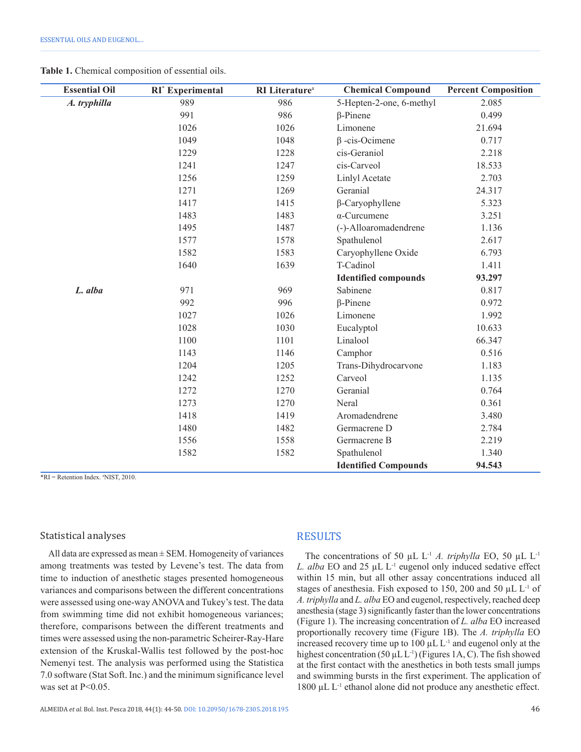**Table 1.** Chemical composition of essential oils.

| Essential Oil | RI* Experimental | RI Literature[a] | Chemical Compound | Percent Composition |
|---|---|---|---|---|
| ***A. tryphilla*** | 989 | 986 | 5-Hepten-2-one, 6-methyl | 2.085 |
| | 991 | 986 | β-Pinene | 0.499 |
| | 1026 | 1026 | Limonene | 21.694 |
| | 1049 | 1048 | β -cis-Ocimene | 0.717 |
| | 1229 | 1228 | cis-Geraniol | 2.218 |
| | 1241 | 1247 | cis-Carveol | 18.533 |
| | 1256 | 1259 | Linlyl Acetate | 2.703 |
| | 1271 | 1269 | Geranial | 24.317 |
| | 1417 | 1415 | β-Caryophyllene | 5.323 |
| | 1483 | 1483 | α-Curcumene | 3.251 |
| | 1495 | 1487 | (-)-Alloaromadendrene | 1.136 |
| | 1577 | 1578 | Spathulenol | 2.617 |
| | 1582 | 1583 | Caryophyllene Oxide | 6.793 |
| | 1640 | 1639 | T-Cadinol | 1.411 |
| | | | **Identified compounds** | **93.297** |
| ***L. alba*** | 971 | 969 | Sabinene | 0.817 |
| | 992 | 996 | β-Pinene | 0.972 |
| | 1027 | 1026 | Limonene | 1.992 |
| | 1028 | 1030 | Eucalyptol | 10.633 |
| | 1100 | 1101 | Linalool | 66.347 |
| | 1143 | 1146 | Camphor | 0.516 |
| | 1204 | 1205 | Trans-Dihydrocarvone | 1.183 |
| | 1242 | 1252 | Carveol | 1.135 |
| | 1272 | 1270 | Geranial | 0.764 |
| | 1273 | 1270 | Neral | 0.361 |
| | 1418 | 1419 | Aromadendrene | 3.480 |
| | 1480 | 1482 | Germacrene D | 2.784 |
| | 1556 | 1558 | Germacrene B | 2.219 |
| | 1582 | 1582 | Spathulenol | 1.340 |
| | | | **Identified Compounds** | **94.543** |

*RI = Retention Index. [a]NIST, 2010.

### Statistical analyses

All data are expressed as mean ± SEM. Homogeneity of variances among treatments was tested by Levene's test. The data from time to induction of anesthetic stages presented homogeneous variances and comparisons between the different concentrations were assessed using one-way ANOVA and Tukey's test. The data from swimming time did not exhibit homogeneous variances; therefore, comparisons between the different treatments and times were assessed using the non-parametric Scheirer-Ray-Hare extension of the Kruskal-Wallis test followed by the post-hoc Nemenyi test. The analysis was performed using the Statistica 7.0 software (Stat Soft. Inc.) and the minimum significance level was set at $P<0.05$.

## RESULTS

The concentrations of 50 μL $L^{-1}$ *A. triphylla* EO, 50 μL $L^{-1}$ *L. alba* EO and 25 μL $L^{-1}$ eugenol only induced sedative effect within 15 min, but all other assay concentrations induced all stages of anesthesia. Fish exposed to 150, 200 and 50 μL $L^{-1}$ of *A. triphylla* and *L. alba* EO and eugenol, respectively, reached deep anesthesia (stage 3) significantly faster than the lower concentrations (Figure 1). The increasing concentration of *L. alba* EO increased proportionally recovery time (Figure 1B). The *A. triphylla* EO increased recovery time up to 100 μL $L^{-1}$ and eugenol only at the highest concentration (50 μL $L^{-1}$) (Figures 1A, C). The fish showed at the first contact with the anesthetics in both tests small jumps and swimming bursts in the first experiment. The application of 1800 μL $L^{-1}$ ethanol alone did not produce any anesthetic effect.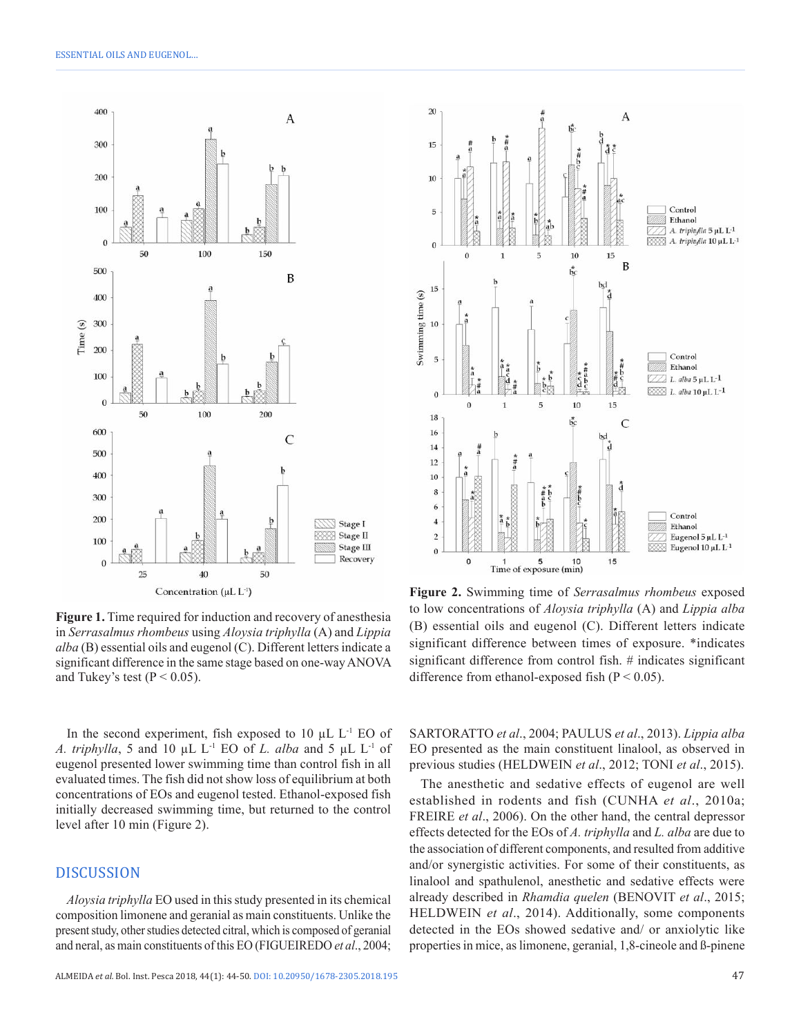**Figure 1.** Time required for induction and recovery of anesthesia in *Serrasalmus rhombeus* using *Aloysia triphylla* (A) and *Lippia alba* (B) essential oils and eugenol (C). Different letters indicate a significant difference in the same stage based on one-way ANOVA and Tukey's test ($P < 0.05$).

**Figure 2.** Swimming time of *Serrasalmus rhombeus* exposed to low concentrations of *Aloysia triphylla* (A) and *Lippia alba* (B) essential oils and eugenol (C). Different letters indicate significant difference between times of exposure. *indicates significant difference from control fish. # indicates significant difference from ethanol-exposed fish ($P < 0.05$).

In the second experiment, fish exposed to 10 μL $L^{-1}$ EO of *A. triphylla*, 5 and 10 μL $L^{-1}$ EO of *L. alba* and 5 μL $L^{-1}$ of eugenol presented lower swimming time than control fish in all evaluated times. The fish did not show loss of equilibrium at both concentrations of EOs and eugenol tested. Ethanol-exposed fish initially decreased swimming time, but returned to the control level after 10 min (Figure 2).

## DISCUSSION

*Aloysia triphylla* EO used in this study presented in its chemical composition limonene and geranial as main constituents. Unlike the present study, other studies detected citral, which is composed of geranial and neral, as main constituents of this EO (FIGUEIREDO *et al*., 2004; SARTORATTO *et al*., 2004; PAULUS *et al*., 2013). *Lippia alba* EO presented as the main constituent linalool, as observed in previous studies (HELDWEIN *et al*., 2012; TONI *et al*., 2015).

The anesthetic and sedative effects of eugenol are well established in rodents and fish (CUNHA *et al*., 2010a; FREIRE *et al*., 2006). On the other hand, the central depressor effects detected for the EOs of *A. triphylla* and *L. alba* are due to the association of different components, and resulted from additive and/or synergistic activities. For some of their constituents, as linalool and spathulenol, anesthetic and sedative effects were already described in *Rhamdia quelen* (BENOVIT *et al*., 2015; HELDWEIN *et al*., 2014). Additionally, some components detected in the EOs showed sedative and/ or anxiolytic like properties in mice, as limonene, geranial, 1,8-cineole and ß-pinene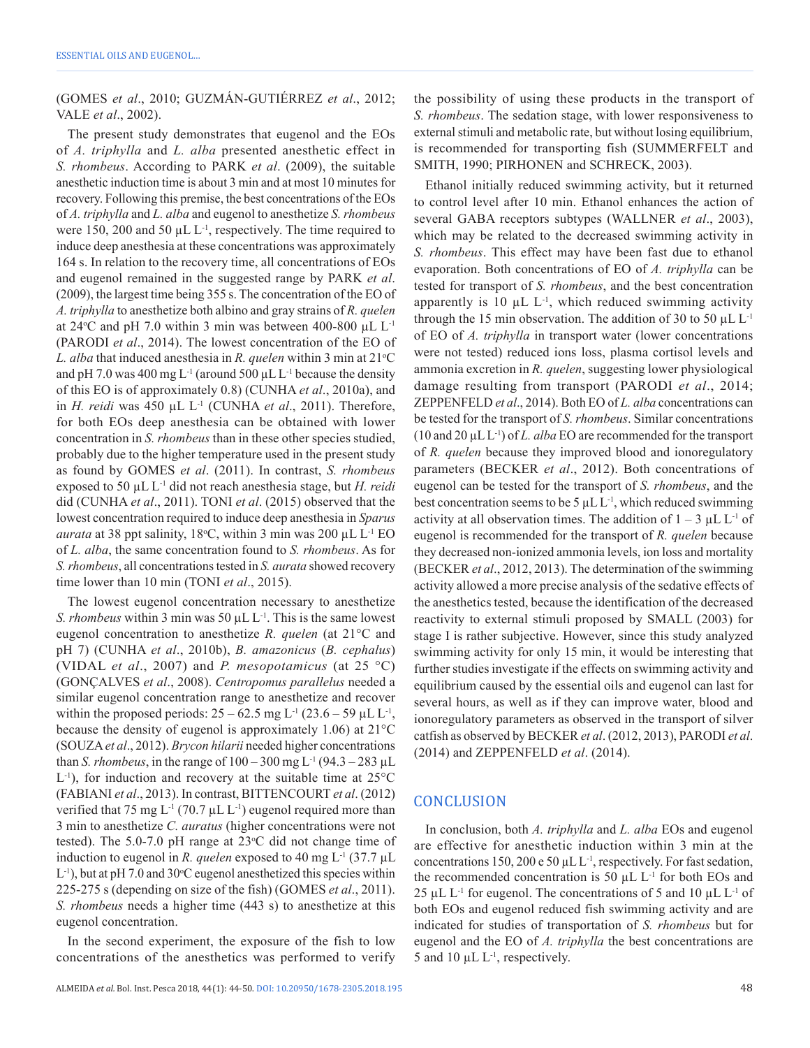(GOMES *et al*., 2010; GUZMÁN-GUTIÉRREZ *et al*., 2012; VALE *et al*., 2002).

The present study demonstrates that eugenol and the EOs of *A. triphylla* and *L. alba* presented anesthetic effect in *S. rhombeus*. According to PARK *et al*. (2009), the suitable anesthetic induction time is about 3 min and at most 10 minutes for recovery. Following this premise, the best concentrations of the EOs of *A. triphylla* and *L. alba* and eugenol to anesthetize *S. rhombeus* were 150, 200 and 50 µL $L^{-1}$, respectively. The time required to induce deep anesthesia at these concentrations was approximately 164 s. In relation to the recovery time, all concentrations of EOs and eugenol remained in the suggested range by PARK *et al*. (2009), the largest time being 355 s. The concentration of the EO of *A. triphylla* to anesthetize both albino and gray strains of *R. quelen* at 24ºC and pH 7.0 within 3 min was between 400-800 µL $L^{-1}$ (PARODI *et al*., 2014). The lowest concentration of the EO of *L. alba* that induced anesthesia in *R. quelen* within 3 min at 21ºC and pH 7.0 was 400 mg $L^{-1}$ (around 500 µL $L^{-1}$ because the density of this EO is of approximately 0.8) (CUNHA *et al*., 2010a), and in *H. reidi* was 450 µL $L^{-1}$ (CUNHA *et al*., 2011). Therefore, for both EOs deep anesthesia can be obtained with lower concentration in *S. rhombeus* than in these other species studied, probably due to the higher temperature used in the present study as found by GOMES *et al*. (2011). In contrast, *S. rhombeus* exposed to 50 µL $L^{-1}$ did not reach anesthesia stage, but *H. reidi* did (CUNHA *et al*., 2011). TONI *et al*. (2015) observed that the lowest concentration required to induce deep anesthesia in *Sparus aurata* at 38 ppt salinity, 18ºC, within 3 min was 200 µL $L^{-1}$ EO of *L. alba*, the same concentration found to *S. rhombeus*. As for *S. rhombeus*, all concentrations tested in *S. aurata* showed recovery time lower than 10 min (TONI *et al*., 2015).

The lowest eugenol concentration necessary to anesthetize *S. rhombeus* within 3 min was 50 µL $L^{-1}$. This is the same lowest eugenol concentration to anesthetize *R. quelen* (at 21°C and pH 7) (CUNHA *et al*., 2010b), *B. amazonicus* (*B. cephalus*) (VIDAL *et al*., 2007) and *P. mesopotamicus* (at 25 °C) (GONÇALVES *et al*., 2008). *Centropomus parallelus* needed a similar eugenol concentration range to anesthetize and recover within the proposed periods: 25 – 62.5 mg $L^{-1}$ (23.6 – 59 µL $L^{-1}$, because the density of eugenol is approximately 1.06) at 21°C (SOUZA *et al*., 2012). *Brycon hilarii* needed higher concentrations than *S. rhombeus*, in the range of 100 – 300 mg $L^{-1}$ (94.3 – 283 µL $L^{-1}$), for induction and recovery at the suitable time at 25°C (FABIANI *et al*., 2013). In contrast, BITTENCOURT *et al*. (2012) verified that 75 mg $L^{-1}$ (70.7 µL $L^{-1}$) eugenol required more than 3 min to anesthetize *C. auratus* (higher concentrations were not tested). The 5.0-7.0 pH range at 23ºC did not change time of induction to eugenol in *R. quelen* exposed to 40 mg $L^{-1}$ (37.7 µL $L^{-1}$), but at pH 7.0 and 30ºC eugenol anesthetized this species within 225-275 s (depending on size of the fish) (GOMES *et al*., 2011). *S. rhombeus* needs a higher time (443 s) to anesthetize at this eugenol concentration.

In the second experiment, the exposure of the fish to low concentrations of the anesthetics was performed to verify the possibility of using these products in the transport of *S. rhombeus*. The sedation stage, with lower responsiveness to external stimuli and metabolic rate, but without losing equilibrium, is recommended for transporting fish (SUMMERFELT and SMITH, 1990; PIRHONEN and SCHRECK, 2003).

Ethanol initially reduced swimming activity, but it returned to control level after 10 min. Ethanol enhances the action of several GABA receptors subtypes (WALLNER *et al*., 2003), which may be related to the decreased swimming activity in *S. rhombeus*. This effect may have been fast due to ethanol evaporation. Both concentrations of EO of *A. triphylla* can be tested for transport of *S. rhombeus*, and the best concentration apparently is 10 µL $L^{-1}$, which reduced swimming activity through the 15 min observation. The addition of 30 to 50 µL $L^{-1}$ of EO of *A. triphylla* in transport water (lower concentrations were not tested) reduced ions loss, plasma cortisol levels and ammonia excretion in *R. quelen*, suggesting lower physiological damage resulting from transport (PARODI *et al*., 2014; ZEPPENFELD *et al*., 2014). Both EO of *L. alba* concentrations can be tested for the transport of *S. rhombeus*. Similar concentrations (10 and 20 µL $L^{-1}$) of *L. alba* EO are recommended for the transport of *R. quelen* because they improved blood and ionoregulatory parameters (BECKER *et al*., 2012). Both concentrations of eugenol can be tested for the transport of *S. rhombeus*, and the best concentration seems to be 5 µL $L^{-1}$, which reduced swimming activity at all observation times. The addition of 1 – 3 µL $L^{-1}$ of eugenol is recommended for the transport of *R. quelen* because they decreased non-ionized ammonia levels, ion loss and mortality (BECKER *et al*., 2012, 2013). The determination of the swimming activity allowed a more precise analysis of the sedative effects of the anesthetics tested, because the identification of the decreased reactivity to external stimuli proposed by SMALL (2003) for stage I is rather subjective. However, since this study analyzed swimming activity for only 15 min, it would be interesting that further studies investigate if the effects on swimming activity and equilibrium caused by the essential oils and eugenol can last for several hours, as well as if they can improve water, blood and ionoregulatory parameters as observed in the transport of silver catfish as observed by BECKER *et al*. (2012, 2013), PARODI *et al*. (2014) and ZEPPENFELD *et al*. (2014).

## CONCLUSION

In conclusion, both *A. triphylla* and *L. alba* EOs and eugenol are effective for anesthetic induction within 3 min at the concentrations 150, 200 e 50 µL $L^{-1}$, respectively. For fast sedation, the recommended concentration is 50 µL $L^{-1}$ for both EOs and 25 µL $L^{-1}$ for eugenol. The concentrations of 5 and 10 µL $L^{-1}$ of both EOs and eugenol reduced fish swimming activity and are indicated for studies of transportation of *S. rhombeus* but for eugenol and the EO of *A. triphylla* the best concentrations are 5 and 10 µL $L^{-1}$, respectively.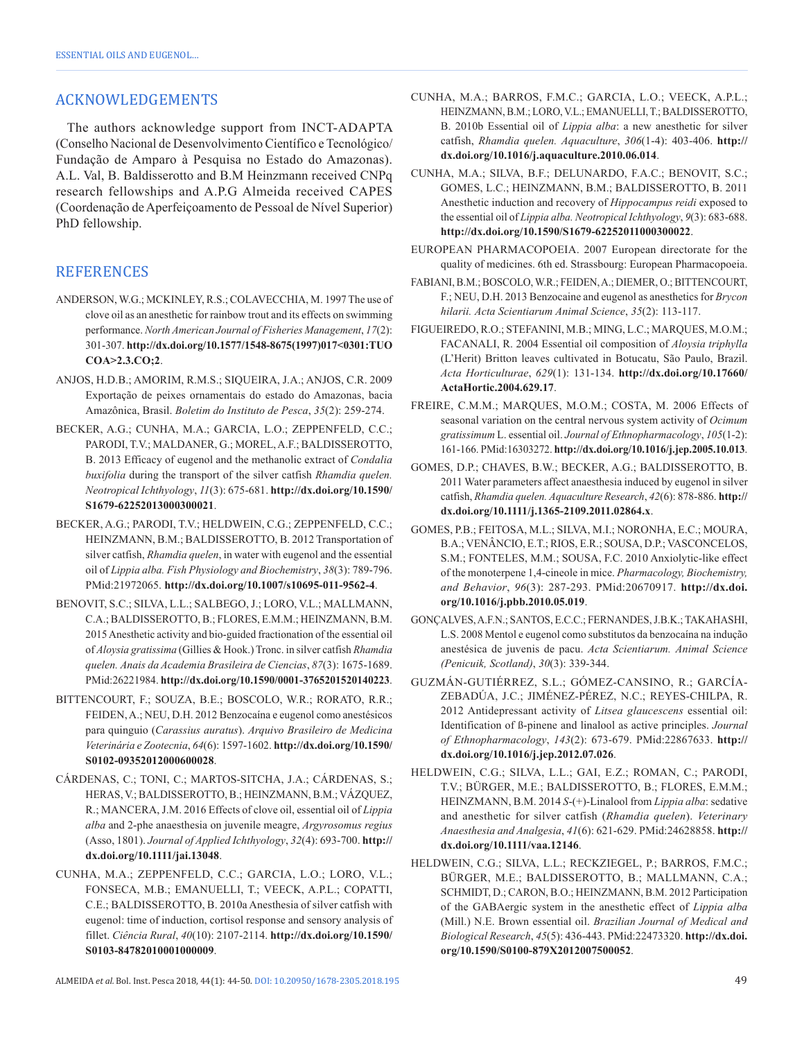## ACKNOWLEDGEMENTS

The authors acknowledge support from INCT-ADAPTA (Conselho Nacional de Desenvolvimento Científico e Tecnológico/ Fundação de Amparo à Pesquisa no Estado do Amazonas). A.L. Val, B. Baldisserotto and B.M Heinzmann received CNPq research fellowships and A.P.G Almeida received CAPES (Coordenação de Aperfeiçoamento de Pessoal de Nível Superior) PhD fellowship.

## REFERENCES

ANDERSON, W.G.; MCKINLEY, R.S.; COLAVECCHIA, M. 1997 The use of clove oil as an anesthetic for rainbow trout and its effects on swimming performance. *North American Journal of Fisheries Management*, *17*(2): 301-307. **http://dx.doi.org/10.1577/1548-8675(1997)017<0301:TUOCOA>2.3.CO;2**.

ANJOS, H.D.B.; AMORIM, R.M.S.; SIQUEIRA, J.A.; ANJOS, C.R. 2009 Exportação de peixes ornamentais do estado do Amazonas, bacia Amazônica, Brasil. *Boletim do Instituto de Pesca*, *35*(2): 259-274.

BECKER, A.G.; CUNHA, M.A.; GARCIA, L.O.; ZEPPENFELD, C.C.; PARODI, T.V.; MALDANER, G.; MOREL, A.F.; BALDISSEROTTO, B. 2013 Efficacy of eugenol and the methanolic extract of *Condalia buxifolia* during the transport of the silver catfish *Rhamdia quelen. Neotropical Ichthyology*, *11*(3): 675-681. **http://dx.doi.org/10.1590/S1679-62252013000300021**.

BECKER, A.G.; PARODI, T.V.; HELDWEIN, C.G.; ZEPPENFELD, C.C.; HEINZMANN, B.M.; BALDISSEROTTO, B. 2012 Transportation of silver catfish, *Rhamdia quelen*, in water with eugenol and the essential oil of *Lippia alba. Fish Physiology and Biochemistry*, *38*(3): 789-796. PMid:21972065. **http://dx.doi.org/10.1007/s10695-011-9562-4**.

BENOVIT, S.C.; SILVA, L.L.; SALBEGO, J.; LORO, V.L.; MALLMANN, C.A.; BALDISSEROTTO, B.; FLORES, E.M.M.; HEINZMANN, B.M. 2015 Anesthetic activity and bio-guided fractionation of the essential oil of *Aloysia gratissima* (Gillies & Hook.) Tronc. in silver catfish *Rhamdia quelen. Anais da Academia Brasileira de Ciencias*, *87*(3): 1675-1689. PMid:26221984. **http://dx.doi.org/10.1590/0001-3765201520140223**.

BITTENCOURT, F.; SOUZA, B.E.; BOSCOLO, W.R.; RORATO, R.R.; FEIDEN, A.; NEU, D.H. 2012 Benzocaína e eugenol como anestésicos para quinguio (*Carassius auratus*). *Arquivo Brasileiro de Medicina Veterinária e Zootecnia*, *64*(6): 1597-1602. **http://dx.doi.org/10.1590/S0102-09352012000600028**.

CÁRDENAS, C.; TONI, C.; MARTOS-SITCHA, J.A.; CÁRDENAS, S.; HERAS, V.; BALDISSEROTTO, B.; HEINZMANN, B.M.; VÁZQUEZ, R.; MANCERA, J.M. 2016 Effects of clove oil, essential oil of *Lippia alba* and 2-phe anaesthesia on juvenile meagre, *Argyrosomus regius* (Asso, 1801). *Journal of Applied Ichthyology*, *32*(4): 693-700. **http://dx.doi.org/10.1111/jai.13048**.

CUNHA, M.A.; ZEPPENFELD, C.C.; GARCIA, L.O.; LORO, V.L.; FONSECA, M.B.; EMANUELLI, T.; VEECK, A.P.L.; COPATTI, C.E.; BALDISSEROTTO, B. 2010a Anesthesia of silver catfish with eugenol: time of induction, cortisol response and sensory analysis of fillet. *Ciência Rural*, *40*(10): 2107-2114. **http://dx.doi.org/10.1590/S0103-84782010001000009**.

CUNHA, M.A.; BARROS, F.M.C.; GARCIA, L.O.; VEECK, A.P.L.; HEINZMANN, B.M.; LORO, V.L.; EMANUELLI, T.; BALDISSEROTTO, B. 2010b Essential oil of *Lippia alba*: a new anesthetic for silver catfish, *Rhamdia quelen. Aquaculture*, *306*(1-4): 403-406. **http://dx.doi.org/10.1016/j.aquaculture.2010.06.014**.

CUNHA, M.A.; SILVA, B.F.; DELUNARDO, F.A.C.; BENOVIT, S.C.; GOMES, L.C.; HEINZMANN, B.M.; BALDISSEROTTO, B. 2011 Anesthetic induction and recovery of *Hippocampus reidi* exposed to the essential oil of *Lippia alba. Neotropical Ichthyology*, *9*(3): 683-688. **http://dx.doi.org/10.1590/S1679-62252011000300022**.

EUROPEAN PHARMACOPOEIA. 2007 European directorate for the quality of medicines. 6th ed. Strassbourg: European Pharmacopoeia.

FABIANI, B.M.; BOSCOLO, W.R.; FEIDEN, A.; DIEMER, O.; BITTENCOURT, F.; NEU, D.H. 2013 Benzocaine and eugenol as anesthetics for *Brycon hilarii. Acta Scientiarum Animal Science*, *35*(2): 113-117.

FIGUEIREDO, R.O.; STEFANINI, M.B.; MING, L.C.; MARQUES, M.O.M.; FACANALI, R. 2004 Essential oil composition of *Aloysia triphylla* (L'Herit) Britton leaves cultivated in Botucatu, São Paulo, Brazil. *Acta Horticulturae*, *629*(1): 131-134. **http://dx.doi.org/10.17660/ActaHortic.2004.629.17**.

FREIRE, C.M.M.; MARQUES, M.O.M.; COSTA, M. 2006 Effects of seasonal variation on the central nervous system activity of *Ocimum gratissimum* L. essential oil. *Journal of Ethnopharmacology*, *105*(1-2): 161-166. PMid:16303272. **http://dx.doi.org/10.1016/j.jep.2005.10.013**.

GOMES, D.P.; CHAVES, B.W.; BECKER, A.G.; BALDISSEROTTO, B. 2011 Water parameters affect anaesthesia induced by eugenol in silver catfish, *Rhamdia quelen. Aquaculture Research*, *42*(6): 878-886. **http://dx.doi.org/10.1111/j.1365-2109.2011.02864.x**.

GOMES, P.B.; FEITOSA, M.L.; SILVA, M.I.; NORONHA, E.C.; MOURA, B.A.; VENÂNCIO, E.T.; RIOS, E.R.; SOUSA, D.P.; VASCONCELOS, S.M.; FONTELES, M.M.; SOUSA, F.C. 2010 Anxiolytic-like effect of the monoterpene 1,4-cineole in mice. *Pharmacology, Biochemistry, and Behavior*, *96*(3): 287-293. PMid:20670917. **http://dx.doi.org/10.1016/j.pbb.2010.05.019**.

GONÇALVES, A.F.N.; SANTOS, E.C.C.; FERNANDES, J.B.K.; TAKAHASHI, L.S. 2008 Mentol e eugenol como substitutos da benzocaína na indução anestésica de juvenis de pacu. *Acta Scientiarum. Animal Science (Penicuik, Scotland)*, *30*(3): 339-344.

GUZMÁN-GUTIÉRREZ, S.L.; GÓMEZ-CANSINO, R.; GARCÍA-ZEBADÚA, J.C.; JIMÉNEZ-PÉREZ, N.C.; REYES-CHILPA, R. 2012 Antidepressant activity of *Litsea glaucescens* essential oil: Identification of ß-pinene and linalool as active principles. *Journal of Ethnopharmacology*, *143*(2): 673-679. PMid:22867633. **http://dx.doi.org/10.1016/j.jep.2012.07.026**.

HELDWEIN, C.G.; SILVA, L.L.; GAI, E.Z.; ROMAN, C.; PARODI, T.V.; BÜRGER, M.E.; BALDISSEROTTO, B.; FLORES, E.M.M.; HEINZMANN, B.M. 2014 *S*-(+)-Linalool from *Lippia alba*: sedative and anesthetic for silver catfish (*Rhamdia quelen*). *Veterinary Anaesthesia and Analgesia*, *41*(6): 621-629. PMid:24628858. **http://dx.doi.org/10.1111/vaa.12146**.

HELDWEIN, C.G.; SILVA, L.L.; RECKZIEGEL, P.; BARROS, F.M.C.; BÜRGER, M.E.; BALDISSEROTTO, B.; MALLMANN, C.A.; SCHMIDT, D.; CARON, B.O.; HEINZMANN, B.M. 2012 Participation of the GABAergic system in the anesthetic effect of *Lippia alba* (Mill.) N.E. Brown essential oil. *Brazilian Journal of Medical and Biological Research*, *45*(5): 436-443. PMid:22473320. **http://dx.doi.org/10.1590/S0100-879X2012007500052**.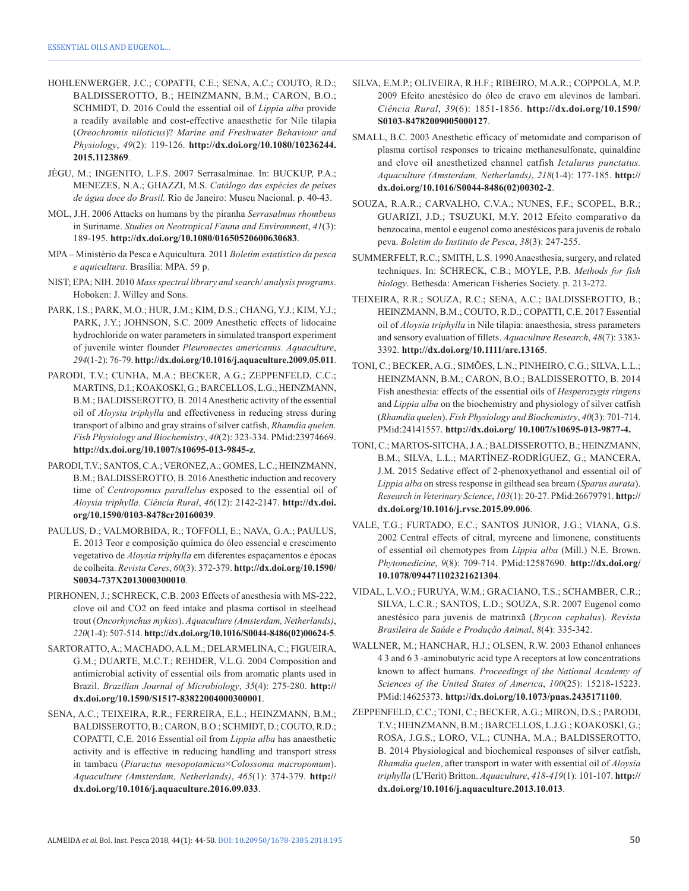HOHLENWERGER, J.C.; COPATTI, C.E.; SENA, A.C.; COUTO, R.D.; BALDISSEROTTO, B.; HEINZMANN, B.M.; CARON, B.O.; SCHMIDT, D. 2016 Could the essential oil of *Lippia alba* provide a readily available and cost-effective anaesthetic for Nile tilapia (*Oreochromis niloticus*)? *Marine and Freshwater Behaviour and Physiology*, *49*(2): 119-126. **http://dx.doi.org/10.1080/10236244.2015.1123869**.

JÉGU, M.; INGENITO, L.F.S. 2007 Serrasalminae. In: BUCKUP, P.A.; MENEZES, N.A.; GHAZZI, M.S. *Catálogo das espécies de peixes de água doce do Brasil.* Rio de Janeiro: Museu Nacional. p. 40-43.

MOL, J.H. 2006 Attacks on humans by the piranha *Serrasalmus rhombeus* in Suriname. *Studies on Neotropical Fauna and Environment*, *41*(3): 189-195. **http://dx.doi.org/10.1080/01650520600630683**.

MPA – Ministério da Pesca e Aquicultura. 2011 *Boletim estatístico da pesca e aquicultura*. Brasília: MPA. 59 p.

NIST; EPA; NIH. 2010 *Mass spectral library and search/ analysis programs*. Hoboken: J. Willey and Sons.

PARK, I.S.; PARK, M.O.; HUR, J.M.; KIM, D.S.; CHANG, Y.J.; KIM, Y.J.; PARK, J.Y.; JOHNSON, S.C. 2009 Anesthetic effects of lidocaine hydrochloride on water parameters in simulated transport experiment of juvenile winter flounder *Pleuronectes americanus. Aquaculture*, *294*(1-2): 76-79. **http://dx.doi.org/10.1016/j.aquaculture.2009.05.011**.

PARODI, T.V.; CUNHA, M.A.; BECKER, A.G.; ZEPPENFELD, C.C.; MARTINS, D.I.; KOAKOSKI, G.; BARCELLOS, L.G.; HEINZMANN, B.M.; BALDISSEROTTO, B. 2014 Anesthetic activity of the essential oil of *Aloysia triphylla* and effectiveness in reducing stress during transport of albino and gray strains of silver catfish, *Rhamdia quelen. Fish Physiology and Biochemistry*, *40*(2): 323-334. PMid:23974669. **http://dx.doi.org/10.1007/s10695-013-9845-z**.

PARODI, T.V.; SANTOS, C.A.; VERONEZ, A.; GOMES, L.C.; HEINZMANN, B.M.; BALDISSEROTTO, B. 2016 Anesthetic induction and recovery time of *Centropomus parallelus* exposed to the essential oil of *Aloysia triphylla. Ciência Rural*, *46*(12): 2142-2147. **http://dx.doi.org/10.1590/0103-8478cr20160039**.

PAULUS, D.; VALMORBIDA, R.; TOFFOLI, E.; NAVA, G.A.; PAULUS, E. 2013 Teor e composição química do óleo essencial e crescimento vegetativo de *Aloysia triphylla* em diferentes espaçamentos e épocas de colheita. *Revista Ceres*, *60*(3): 372-379. **http://dx.doi.org/10.1590/S0034-737X2013000300010**.

PIRHONEN, J.; SCHRECK, C.B. 2003 Effects of anesthesia with MS-222, clove oil and CO2 on feed intake and plasma cortisol in steelhead trout (*Oncorhynchus mykiss*). *Aquaculture (Amsterdam, Netherlands)*, *220*(1-4): 507-514. **http://dx.doi.org/10.1016/S0044-8486(02)00624-5**.

SARTORATTO, A.; MACHADO, A.L.M.; DELARMELINA, C.; FIGUEIRA, G.M.; DUARTE, M.C.T.; REHDER, V.L.G. 2004 Composition and antimicrobial activity of essential oils from aromatic plants used in Brazil. *Brazilian Journal of Microbiology*, *35*(4): 275-280. **http://dx.doi.org/10.1590/S1517-83822004000300001**.

SENA, A.C.; TEIXEIRA, R.R.; FERREIRA, E.L.; HEINZMANN, B.M.; BALDISSEROTTO, B.; CARON, B.O.; SCHMIDT, D.; COUTO, R.D.; COPATTI, C.E. 2016 Essential oil from *Lippia alba* has anaesthetic activity and is effective in reducing handling and transport stress in tambacu (*Piaractus mesopotamicus*×*Colossoma macropomum*). *Aquaculture (Amsterdam, Netherlands)*, *465*(1): 374-379. **http://dx.doi.org/10.1016/j.aquaculture.2016.09.033**.

SILVA, E.M.P.; OLIVEIRA, R.H.F.; RIBEIRO, M.A.R.; COPPOLA, M.P. 2009 Efeito anestésico do óleo de cravo em alevinos de lambari. *Ciência Rural*, *39*(6): 1851-1856. **http://dx.doi.org/10.1590/S0103-84782009005000127**.

SMALL, B.C. 2003 Anesthetic efficacy of metomidate and comparison of plasma cortisol responses to tricaine methanesulfonate, quinaldine and clove oil anesthetized channel catfish *Ictalurus punctatus. Aquaculture (Amsterdam, Netherlands)*, *218*(1-4): 177-185. **http://dx.doi.org/10.1016/S0044-8486(02)00302-2**.

SOUZA, R.A.R.; CARVALHO, C.V.A.; NUNES, F.F.; SCOPEL, B.R.; GUARIZI, J.D.; TSUZUKI, M.Y. 2012 Efeito comparativo da benzocaína, mentol e eugenol como anestésicos para juvenis de robalo peva. *Boletim do Instituto de Pesca*, *38*(3): 247-255.

SUMMERFELT, R.C.; SMITH, L.S. 1990 Anaesthesia, surgery, and related techniques. In: SCHRECK, C.B.; MOYLE, P.B. *Methods for fish biology*. Bethesda: American Fisheries Society. p. 213-272.

TEIXEIRA, R.R.; SOUZA, R.C.; SENA, A.C.; BALDISSEROTTO, B.; HEINZMANN, B.M.; COUTO, R.D.; COPATTI, C.E. 2017 Essential oil of *Aloysia triphylla* in Nile tilapia: anaesthesia, stress parameters and sensory evaluation of fillets. *Aquaculture Research*, *48*(7): 3383-3392. **http://dx.doi.org/10.1111/are.13165**.

TONI, C.; BECKER, A.G.; SIMÕES, L.N.; PINHEIRO, C.G.; SILVA, L.L.; HEINZMANN, B.M.; CARON, B.O.; BALDISSEROTTO, B. 2014 Fish anesthesia: effects of the essential oils of *Hesperozygis ringens* and *Lippia alba* on the biochemistry and physiology of silver catfish (*Rhamdia quelen*). *Fish Physiology and Biochemistry*, *40*(3): 701-714. PMid:24141557. **http://dx.doi.org/ 10.1007/s10695-013-9877-4.**

TONI, C.; MARTOS-SITCHA, J.A.; BALDISSEROTTO, B.; HEINZMANN, B.M.; SILVA, L.L.; MARTÍNEZ-RODRÍGUEZ, G.; MANCERA, J.M. 2015 Sedative effect of 2-phenoxyethanol and essential oil of *Lippia alba* on stress response in gilthead sea bream (*Sparus aurata*). *Research in Veterinary Science*, *103*(1): 20-27. PMid:26679791. **http://dx.doi.org/10.1016/j.rvsc.2015.09.006**.

VALE, T.G.; FURTADO, E.C.; SANTOS JUNIOR, J.G.; VIANA, G.S. 2002 Central effects of citral, myrcene and limonene, constituents of essential oil chemotypes from *Lippia alba* (Mill.) N.E. Brown. *Phytomedicine*, *9*(8): 709-714. PMid:12587690. **http://dx.doi.org/10.1078/094471102321621304**.

VIDAL, L.V.O.; FURUYA, W.M.; GRACIANO, T.S.; SCHAMBER, C.R.; SILVA, L.C.R.; SANTOS, L.D.; SOUZA, S.R. 2007 Eugenol como anestésico para juvenis de matrinxã (*Brycon cephalus*). *Revista Brasileira de Saúde e Produção Animal*, *8*(4): 335-342.

WALLNER, M.; HANCHAR, H.J.; OLSEN, R.W. 2003 Ethanol enhances 4 3 and 6 3 -aminobutyric acid type A receptors at low concentrations known to affect humans. *Proceedings of the National Academy of Sciences of the United States of America*, *100*(25): 15218-15223. PMid:14625373. **http://dx.doi.org/10.1073/pnas.2435171100**.

ZEPPENFELD, C.C.; TONI, C.; BECKER, A.G.; MIRON, D.S.; PARODI, T.V.; HEINZMANN, B.M.; BARCELLOS, L.J.G.; KOAKOSKI, G.; ROSA, J.G.S.; LORO, V.L.; CUNHA, M.A.; BALDISSEROTTO, B. 2014 Physiological and biochemical responses of silver catfish, *Rhamdia quelen*, after transport in water with essential oil of *Aloysia triphylla* (L'Herit) Britton. *Aquaculture*, *418-419*(1): 101-107. **http://dx.doi.org/10.1016/j.aquaculture.2013.10.013**.